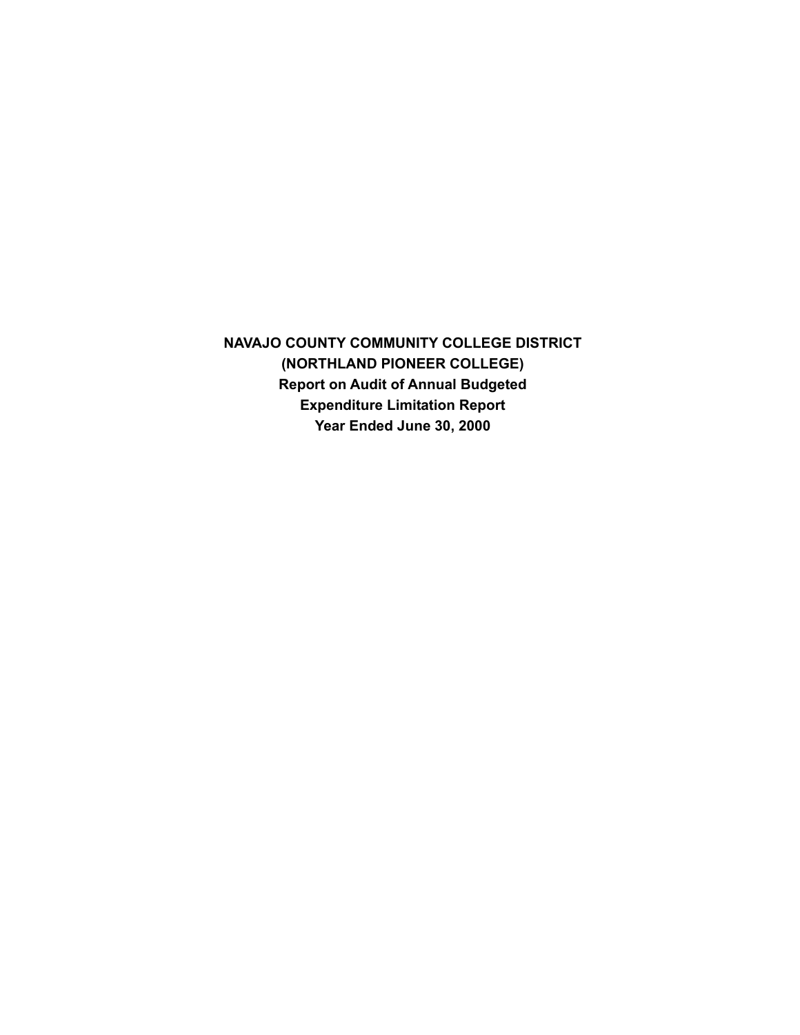# NAVAJO COUNTY COMMUNITY COLLEGE DISTRICT
# (NORTHLAND PIONEER COLLEGE)
## Report on Audit of Annual Budgeted
## Expenditure Limitation Report
## Year Ended June 30, 2000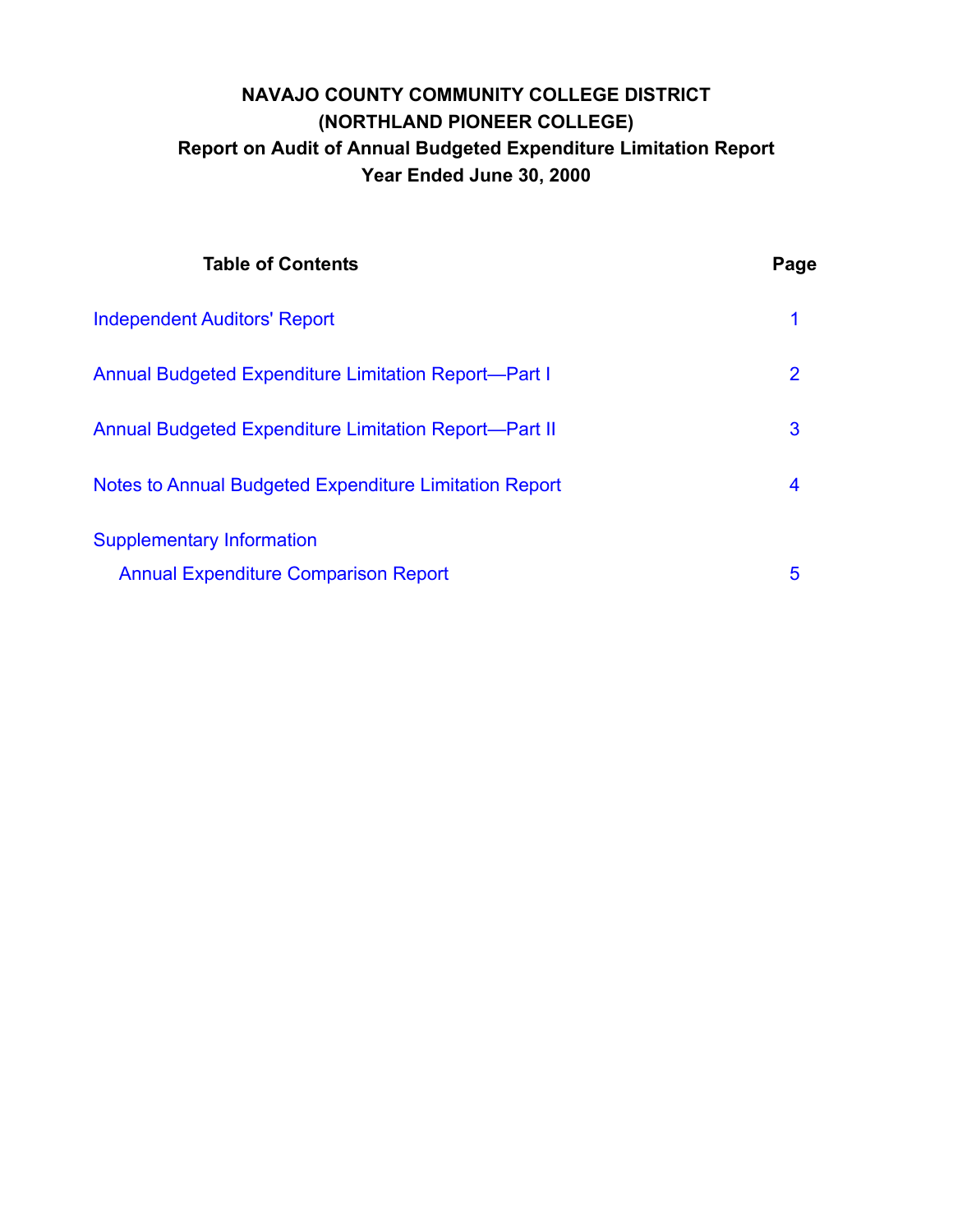# NAVAJO COUNTY COMMUNITY COLLEGE DISTRICT
# (NORTHLAND PIONEER COLLEGE)
## Report on Audit of Annual Budgeted Expenditure Limitation Report
## Year Ended June 30, 2000

| Table of Contents | Page |
|---|---|
| Independent Auditors' Report | 1 |
| Annual Budgeted Expenditure Limitation Report—Part I | 2 |
| Annual Budgeted Expenditure Limitation Report—Part II | 3 |
| Notes to Annual Budgeted Expenditure Limitation Report | 4 |
| Supplementary Information | |
| Annual Expenditure Comparison Report | 5 |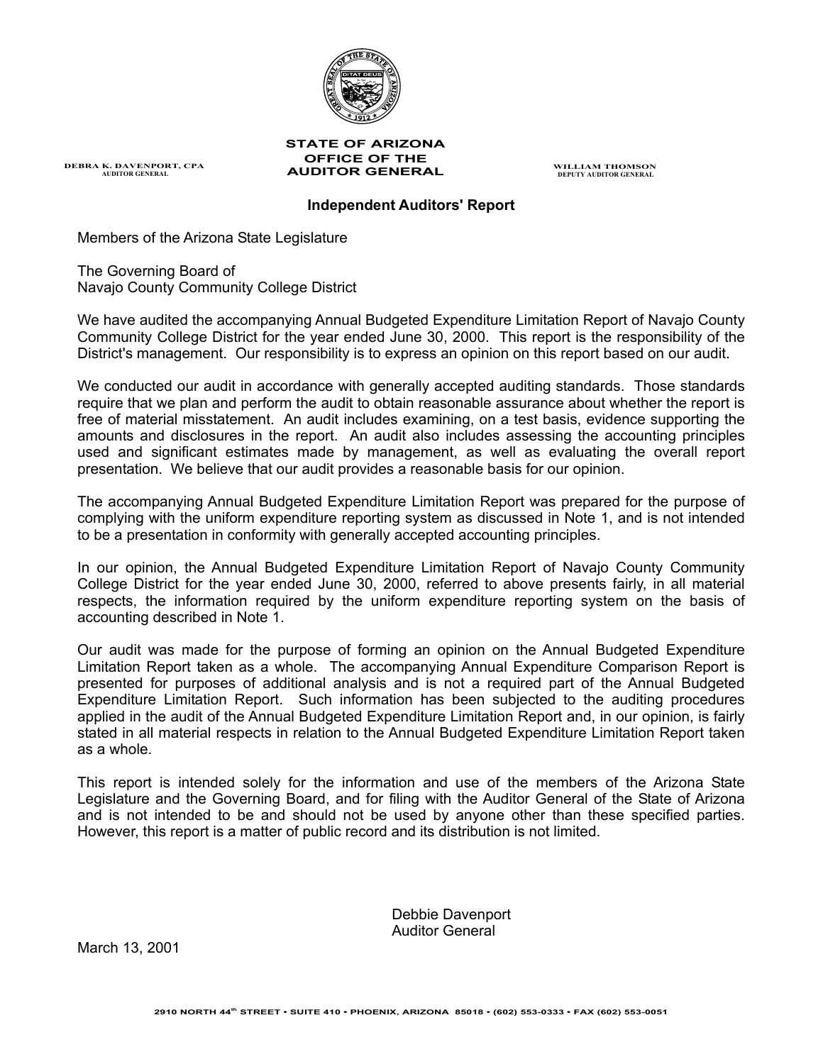**STATE OF ARIZONA**
**OFFICE OF THE**
**AUDITOR GENERAL**

DEBRA K. DAVENPORT, CPA
AUDITOR GENERAL

WILLIAM THOMSON
DEPUTY AUDITOR GENERAL

## Independent Auditors' Report

Members of the Arizona State Legislature

The Governing Board of
Navajo County Community College District

We have audited the accompanying Annual Budgeted Expenditure Limitation Report of Navajo County Community College District for the year ended June 30, 2000. This report is the responsibility of the District's management. Our responsibility is to express an opinion on this report based on our audit.

We conducted our audit in accordance with generally accepted auditing standards. Those standards require that we plan and perform the audit to obtain reasonable assurance about whether the report is free of material misstatement. An audit includes examining, on a test basis, evidence supporting the amounts and disclosures in the report. An audit also includes assessing the accounting principles used and significant estimates made by management, as well as evaluating the overall report presentation. We believe that our audit provides a reasonable basis for our opinion.

The accompanying Annual Budgeted Expenditure Limitation Report was prepared for the purpose of complying with the uniform expenditure reporting system as discussed in Note 1, and is not intended to be a presentation in conformity with generally accepted accounting principles.

In our opinion, the Annual Budgeted Expenditure Limitation Report of Navajo County Community College District for the year ended June 30, 2000, referred to above presents fairly, in all material respects, the information required by the uniform expenditure reporting system on the basis of accounting described in Note 1.

Our audit was made for the purpose of forming an opinion on the Annual Budgeted Expenditure Limitation Report taken as a whole. The accompanying Annual Expenditure Comparison Report is presented for purposes of additional analysis and is not a required part of the Annual Budgeted Expenditure Limitation Report. Such information has been subjected to the auditing procedures applied in the audit of the Annual Budgeted Expenditure Limitation Report and, in our opinion, is fairly stated in all material respects in relation to the Annual Budgeted Expenditure Limitation Report taken as a whole.

This report is intended solely for the information and use of the members of the Arizona State Legislature and the Governing Board, and for filing with the Auditor General of the State of Arizona and is not intended to be and should not be used by anyone other than these specified parties. However, this report is a matter of public record and its distribution is not limited.

Debbie Davenport
Auditor General

March 13, 2001

2910 NORTH 44th STREET • SUITE 410 • PHOENIX, ARIZONA 85018 • (602) 553-0333 • FAX (602) 553-0051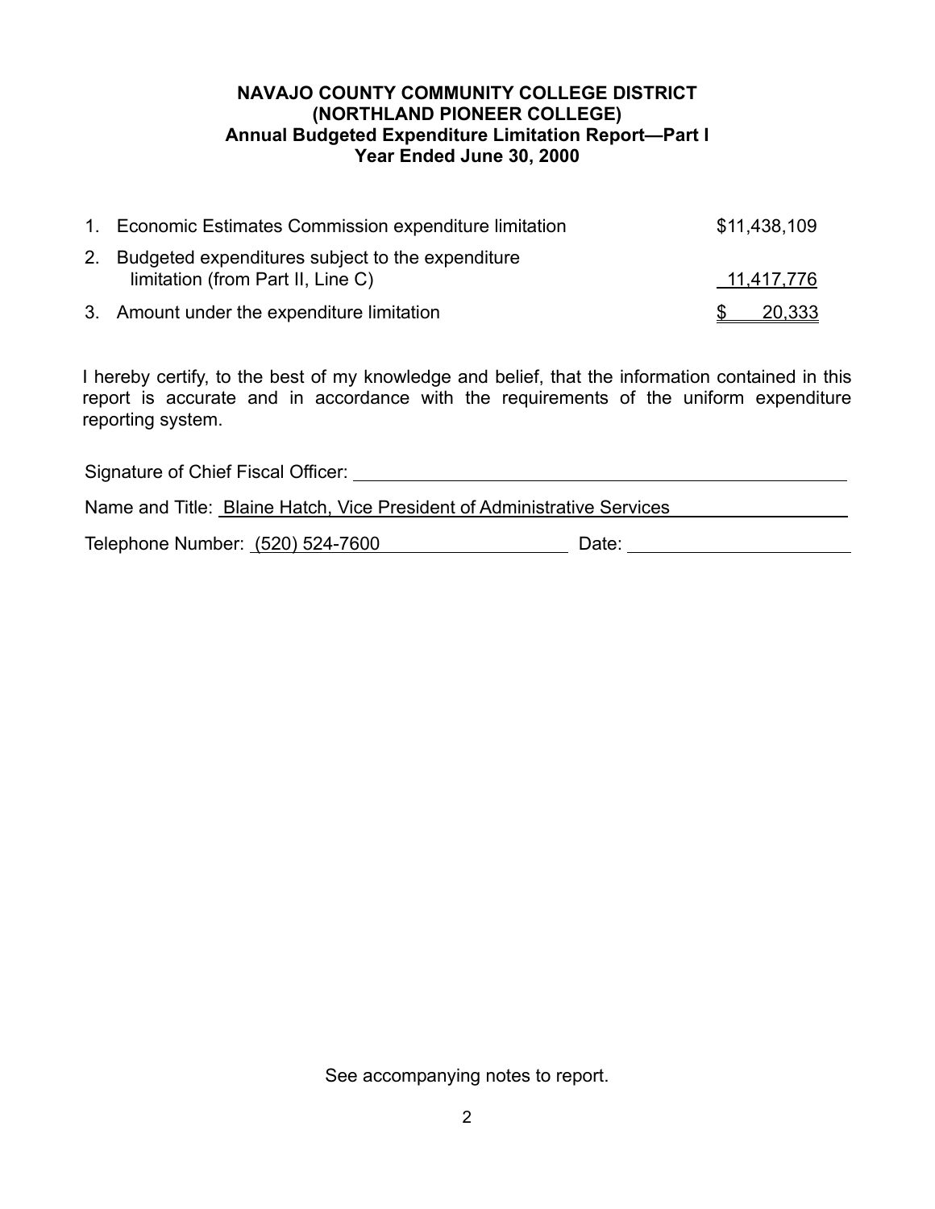**NAVAJO COUNTY COMMUNITY COLLEGE DISTRICT**
**(NORTHLAND PIONEER COLLEGE)**
**Annual Budgeted Expenditure Limitation Report—Part I**
**Year Ended June 30, 2000**

| | |
|---|---|
| 1. Economic Estimates Commission expenditure limitation | $11,438,109 |
| 2. Budgeted expenditures subject to the expenditure limitation (from Part II, Line C) | 11,417,776 |
| 3. Amount under the expenditure limitation | $ 20,333 |

I hereby certify, to the best of my knowledge and belief, that the information contained in this report is accurate and in accordance with the requirements of the uniform expenditure reporting system.

Signature of Chief Fiscal Officer: ______________________________

Name and Title: Blaine Hatch, Vice President of Administrative Services

Telephone Number: (520) 524-7600 Date: ______________

See accompanying notes to report.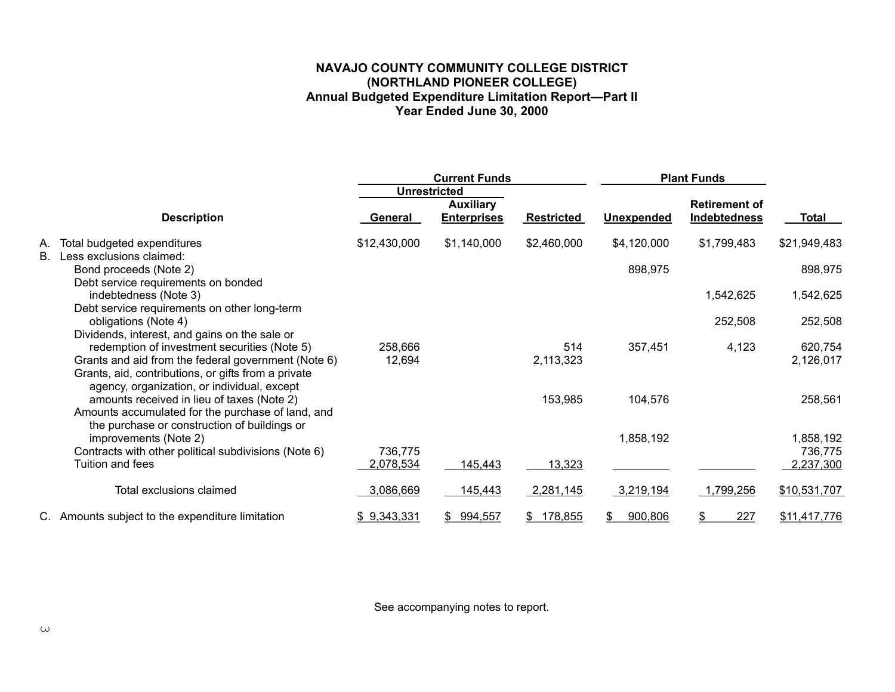**NAVAJO COUNTY COMMUNITY COLLEGE DISTRICT**
**(NORTHLAND PIONEER COLLEGE)**
**Annual Budgeted Expenditure Limitation Report—Part II**
**Year Ended June 30, 2000**

| | Current Funds | | | Plant Funds | | |
|---|---|---|---|---|---|---|
| | Unrestricted | | | | | |
| Description | General | Auxiliary Enterprises | Restricted | Unexpended | Retirement of Indebtedness | Total |
| A. Total budgeted expenditures | $12,430,000 | $1,140,000 | $2,460,000 | $4,120,000 | $1,799,483 | $21,949,483 |
| B. Less exclusions claimed: | | | | | | |
| Bond proceeds (Note 2) | | | | 898,975 | | 898,975 |
| Debt service requirements on bonded indebtedness (Note 3) | | | | | 1,542,625 | 1,542,625 |
| Debt service requirements on other long-term obligations (Note 4) | | | | | 252,508 | 252,508 |
| Dividends, interest, and gains on the sale or redemption of investment securities (Note 5) | 258,666 | | 514 | 357,451 | 4,123 | 620,754 |
| Grants and aid from the federal government (Note 6) | 12,694 | | 2,113,323 | | | 2,126,017 |
| Grants, aid, contributions, or gifts from a private agency, organization, or individual, except amounts received in lieu of taxes (Note 2) | | | 153,985 | 104,576 | | 258,561 |
| Amounts accumulated for the purchase of land, and the purchase or construction of buildings or improvements (Note 2) | | | | 1,858,192 | | 1,858,192 |
| Contracts with other political subdivisions (Note 6) | 736,775 | | | | | 736,775 |
| Tuition and fees | 2,078,534 | 145,443 | 13,323 | | | 2,237,300 |
| Total exclusions claimed | 3,086,669 | 145,443 | 2,281,145 | 3,219,194 | 1,799,256 | $10,531,707 |
| C. Amounts subject to the expenditure limitation | $ 9,343,331 | $ 994,557 | $ 178,855 | $ 900,806 | $ 227 | $11,417,776 |

See accompanying notes to report.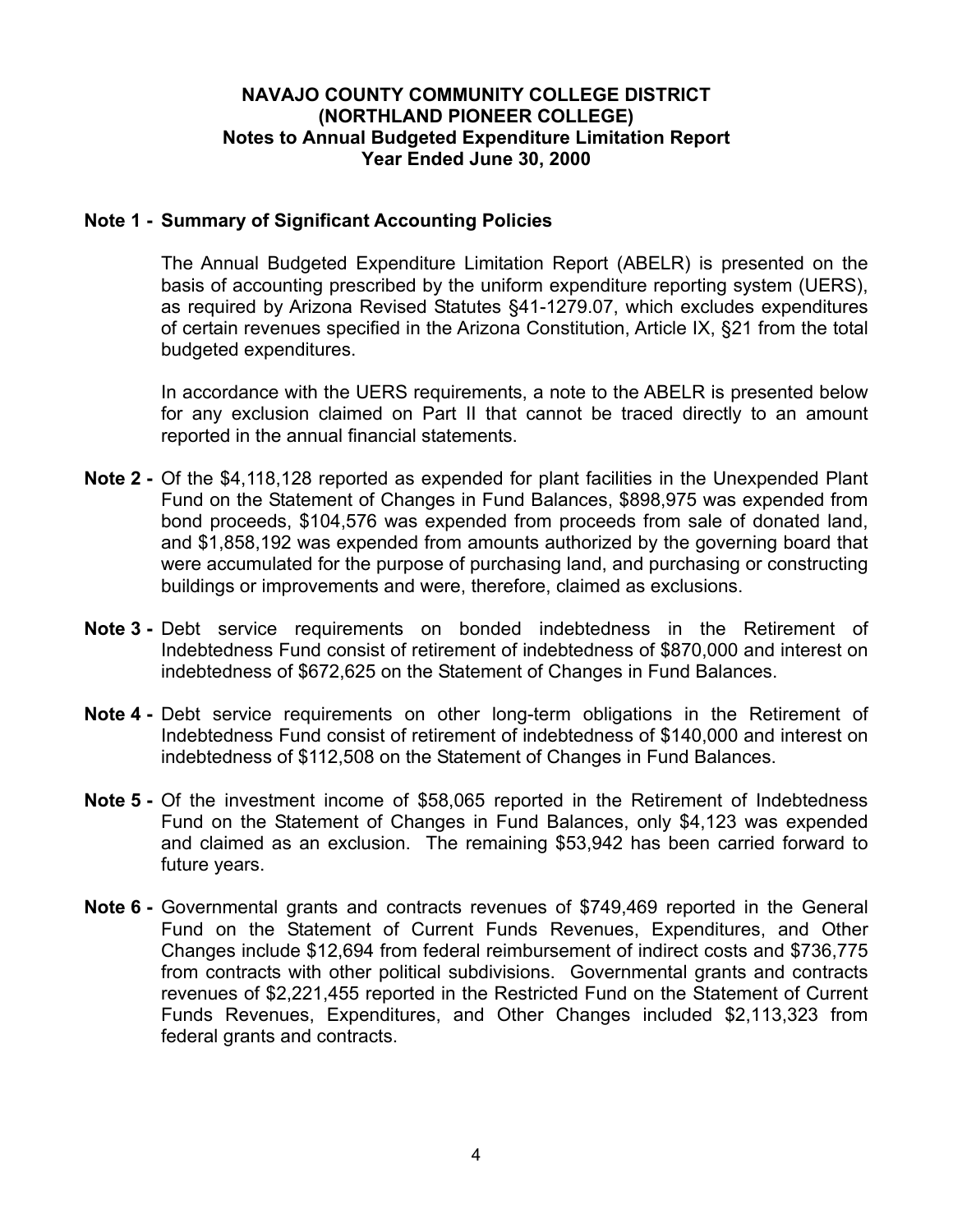# NAVAJO COUNTY COMMUNITY COLLEGE DISTRICT
## (NORTHLAND PIONEER COLLEGE)
### Notes to Annual Budgeted Expenditure Limitation Report
### Year Ended June 30, 2000

**Note 1 - Summary of Significant Accounting Policies**

The Annual Budgeted Expenditure Limitation Report (ABELR) is presented on the basis of accounting prescribed by the uniform expenditure reporting system (UERS), as required by Arizona Revised Statutes §41-1279.07, which excludes expenditures of certain revenues specified in the Arizona Constitution, Article IX, §21 from the total budgeted expenditures.

In accordance with the UERS requirements, a note to the ABELR is presented below for any exclusion claimed on Part II that cannot be traced directly to an amount reported in the annual financial statements.

**Note 2 -** Of the $4,118,128 reported as expended for plant facilities in the Unexpended Plant Fund on the Statement of Changes in Fund Balances, $898,975 was expended from bond proceeds, $104,576 was expended from proceeds from sale of donated land, and $1,858,192 was expended from amounts authorized by the governing board that were accumulated for the purpose of purchasing land, and purchasing or constructing buildings or improvements and were, therefore, claimed as exclusions.

**Note 3 -** Debt service requirements on bonded indebtedness in the Retirement of Indebtedness Fund consist of retirement of indebtedness of $870,000 and interest on indebtedness of $672,625 on the Statement of Changes in Fund Balances.

**Note 4 -** Debt service requirements on other long-term obligations in the Retirement of Indebtedness Fund consist of retirement of indebtedness of $140,000 and interest on indebtedness of $112,508 on the Statement of Changes in Fund Balances.

**Note 5 -** Of the investment income of $58,065 reported in the Retirement of Indebtedness Fund on the Statement of Changes in Fund Balances, only $4,123 was expended and claimed as an exclusion. The remaining $53,942 has been carried forward to future years.

**Note 6 -** Governmental grants and contracts revenues of $749,469 reported in the General Fund on the Statement of Current Funds Revenues, Expenditures, and Other Changes include $12,694 from federal reimbursement of indirect costs and $736,775 from contracts with other political subdivisions. Governmental grants and contracts revenues of $2,221,455 reported in the Restricted Fund on the Statement of Current Funds Revenues, Expenditures, and Other Changes included $2,113,323 from federal grants and contracts.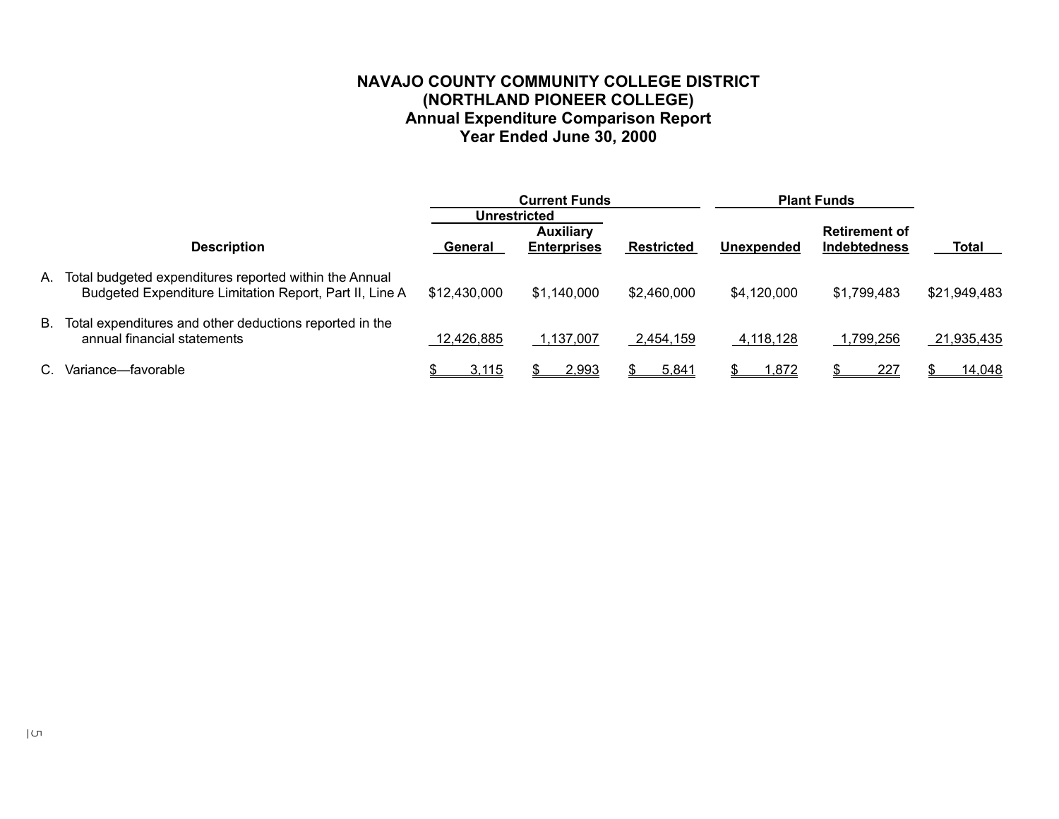# NAVAJO COUNTY COMMUNITY COLLEGE DISTRICT
# (NORTHLAND PIONEER COLLEGE)
## Annual Expenditure Comparison Report
## Year Ended June 30, 2000

| | Current Funds | | | Plant Funds | | |
|---|---|---|---|---|---|---|
| | Unrestricted | | | | | |
| Description | General | Auxiliary Enterprises | Restricted | Unexpended | Retirement of Indebtedness | Total |
| A. Total budgeted expenditures reported within the Annual Budgeted Expenditure Limitation Report, Part II, Line A | $12,430,000 | $1,140,000 | $2,460,000 | $4,120,000 | $1,799,483 | $21,949,483 |
| B. Total expenditures and other deductions reported in the annual financial statements | 12,426,885 | 1,137,007 | 2,454,159 | 4,118,128 | 1,799,256 | 21,935,435 |
| C. Variance—favorable | $ 3,115 | $ 2,993 | $ 5,841 | $ 1,872 | $ 227 | $ 14,048 |